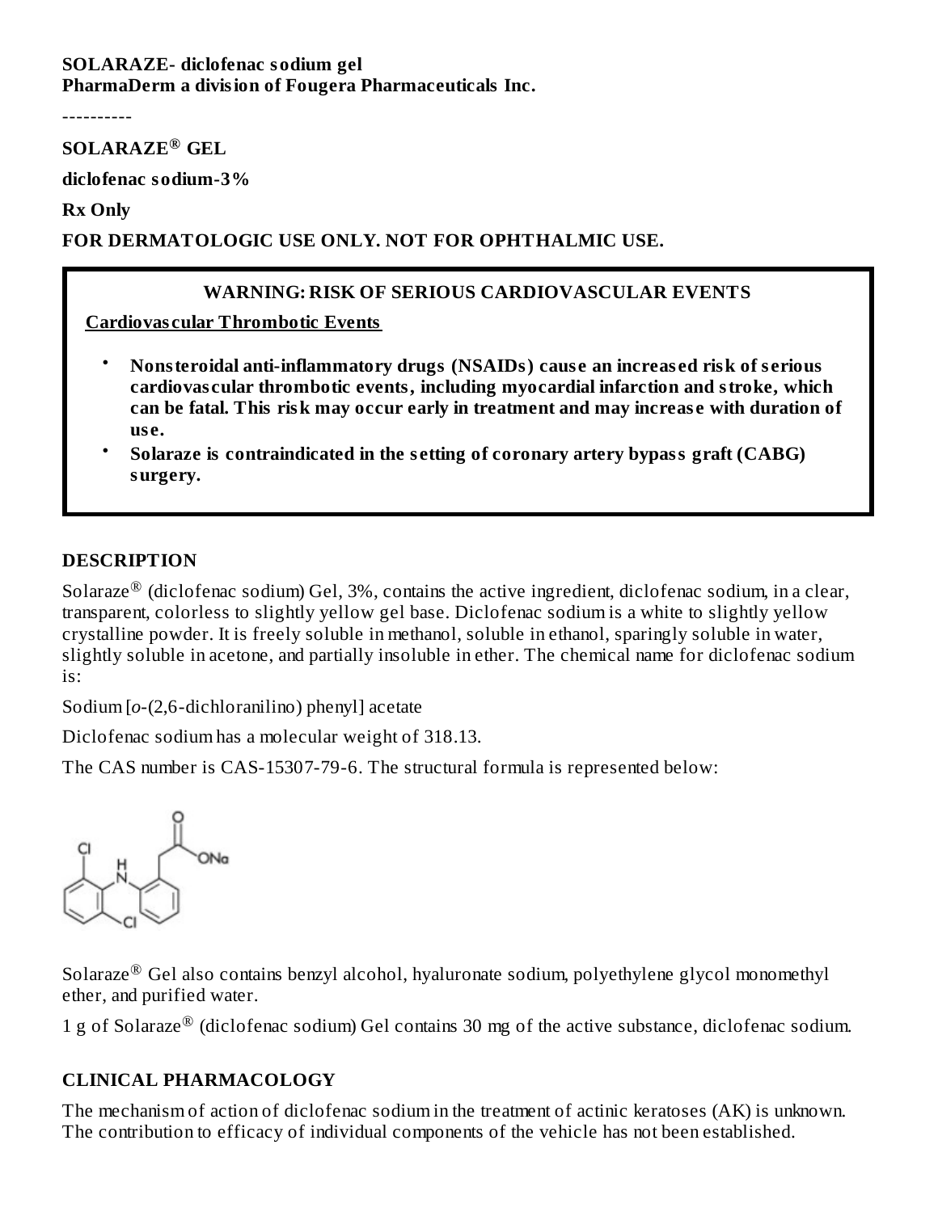**SOLARAZE- diclofenac sodium gel**
**PharmaDerm a division of Fougera Pharmaceuticals Inc.**

----------

**SOLARAZE® GEL**

**diclofenac sodium-3%**

**Rx Only**

**FOR DERMATOLOGIC USE ONLY. NOT FOR OPHTHALMIC USE.**

**WARNING: RISK OF SERIOUS CARDIOVASCULAR EVENTS**

**Cardiovascular Thrombotic Events**

- **Nonsteroidal anti-inflammatory drugs (NSAIDs) cause an increased risk of serious cardiovascular thrombotic events, including myocardial infarction and stroke, which can be fatal. This risk may occur early in treatment and may increase with duration of use.**
- **Solaraze is contraindicated in the setting of coronary artery bypass graft (CABG) surgery.**

## DESCRIPTION

Solaraze® (diclofenac sodium) Gel, 3%, contains the active ingredient, diclofenac sodium, in a clear, transparent, colorless to slightly yellow gel base. Diclofenac sodium is a white to slightly yellow crystalline powder. It is freely soluble in methanol, soluble in ethanol, sparingly soluble in water, slightly soluble in acetone, and partially insoluble in ether. The chemical name for diclofenac sodium is:

Sodium [*o*-(2,6-dichloranilino) phenyl] acetate

Diclofenac sodium has a molecular weight of 318.13.

The CAS number is CAS-15307-79-6. The structural formula is represented below:

Solaraze® Gel also contains benzyl alcohol, hyaluronate sodium, polyethylene glycol monomethyl ether, and purified water.

1 g of Solaraze® (diclofenac sodium) Gel contains 30 mg of the active substance, diclofenac sodium.

## CLINICAL PHARMACOLOGY

The mechanism of action of diclofenac sodium in the treatment of actinic keratoses (AK) is unknown. The contribution to efficacy of individual components of the vehicle has not been established.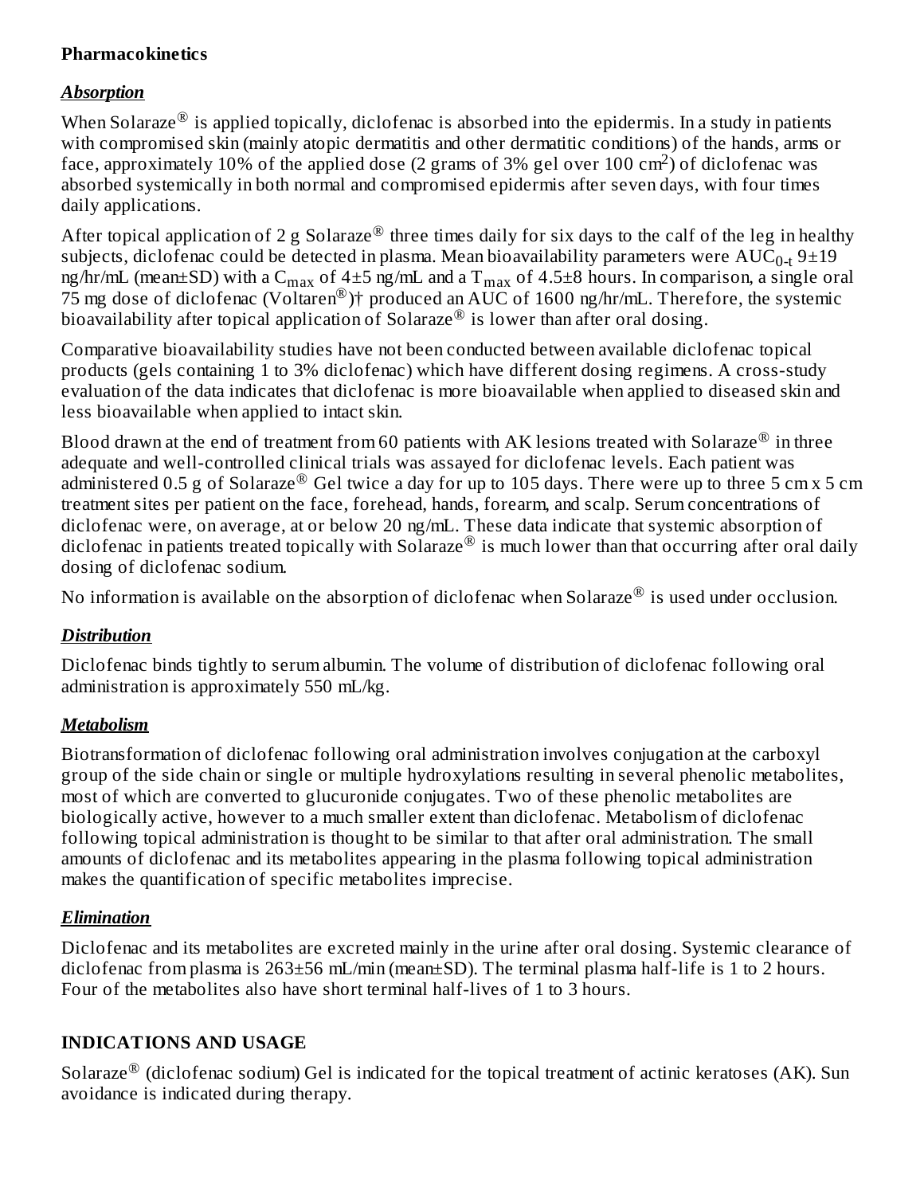**Pharmacokinetics**

***Absorption***

When Solaraze® is applied topically, diclofenac is absorbed into the epidermis. In a study in patients with compromised skin (mainly atopic dermatitis and other dermatitic conditions) of the hands, arms or face, approximately 10% of the applied dose (2 grams of 3% gel over 100 $cm^2$) of diclofenac was absorbed systemically in both normal and compromised epidermis after seven days, with four times daily applications.

After topical application of 2 g Solaraze® three times daily for six days to the calf of the leg in healthy subjects, diclofenac could be detected in plasma. Mean bioavailability parameters were $AUC_{0-t}$ 9±19 ng/hr/mL (mean±SD) with a $C_{max}$ of 4±5 ng/mL and a $T_{max}$ of 4.5±8 hours. In comparison, a single oral 75 mg dose of diclofenac (Voltaren®)† produced an AUC of 1600 ng/hr/mL. Therefore, the systemic bioavailability after topical application of Solaraze® is lower than after oral dosing.

Comparative bioavailability studies have not been conducted between available diclofenac topical products (gels containing 1 to 3% diclofenac) which have different dosing regimens. A cross-study evaluation of the data indicates that diclofenac is more bioavailable when applied to diseased skin and less bioavailable when applied to intact skin.

Blood drawn at the end of treatment from 60 patients with AK lesions treated with Solaraze® in three adequate and well-controlled clinical trials was assayed for diclofenac levels. Each patient was administered 0.5 g of Solaraze® Gel twice a day for up to 105 days. There were up to three 5 cm x 5 cm treatment sites per patient on the face, forehead, hands, forearm, and scalp. Serum concentrations of diclofenac were, on average, at or below 20 ng/mL. These data indicate that systemic absorption of diclofenac in patients treated topically with Solaraze® is much lower than that occurring after oral daily dosing of diclofenac sodium.

No information is available on the absorption of diclofenac when Solaraze® is used under occlusion.

***Distribution***

Diclofenac binds tightly to serum albumin. The volume of distribution of diclofenac following oral administration is approximately 550 mL/kg.

***Metabolism***

Biotransformation of diclofenac following oral administration involves conjugation at the carboxyl group of the side chain or single or multiple hydroxylations resulting in several phenolic metabolites, most of which are converted to glucuronide conjugates. Two of these phenolic metabolites are biologically active, however to a much smaller extent than diclofenac. Metabolism of diclofenac following topical administration is thought to be similar to that after oral administration. The small amounts of diclofenac and its metabolites appearing in the plasma following topical administration makes the quantification of specific metabolites imprecise.

***Elimination***

Diclofenac and its metabolites are excreted mainly in the urine after oral dosing. Systemic clearance of diclofenac from plasma is 263±56 mL/min (mean±SD). The terminal plasma half-life is 1 to 2 hours. Four of the metabolites also have short terminal half-lives of 1 to 3 hours.

## INDICATIONS AND USAGE

Solaraze® (diclofenac sodium) Gel is indicated for the topical treatment of actinic keratoses (AK). Sun avoidance is indicated during therapy.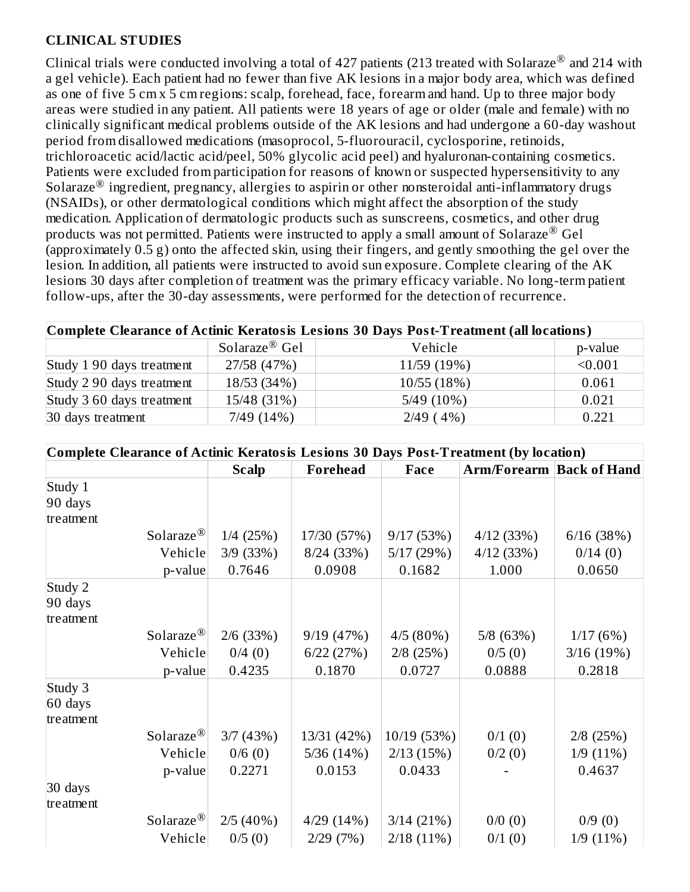**CLINICAL STUDIES**

Clinical trials were conducted involving a total of 427 patients (213 treated with Solaraze® and 214 with a gel vehicle). Each patient had no fewer than five AK lesions in a major body area, which was defined as one of five 5 cm x 5 cm regions: scalp, forehead, face, forearm and hand. Up to three major body areas were studied in any patient. All patients were 18 years of age or older (male and female) with no clinically significant medical problems outside of the AK lesions and had undergone a 60-day washout period from disallowed medications (masoprocol, 5-fluorouracil, cyclosporine, retinoids, trichloroacetic acid/lactic acid/peel, 50% glycolic acid peel) and hyaluronan-containing cosmetics. Patients were excluded from participation for reasons of known or suspected hypersensitivity to any Solaraze® ingredient, pregnancy, allergies to aspirin or other nonsteroidal anti-inflammatory drugs (NSAIDs), or other dermatological conditions which might affect the absorption of the study medication. Application of dermatologic products such as sunscreens, cosmetics, and other drug products was not permitted. Patients were instructed to apply a small amount of Solaraze® Gel (approximately 0.5 g) onto the affected skin, using their fingers, and gently smoothing the gel over the lesion. In addition, all patients were instructed to avoid sun exposure. Complete clearing of the AK lesions 30 days after completion of treatment was the primary efficacy variable. No long-term patient follow-ups, after the 30-day assessments, were performed for the detection of recurrence.

| **Complete Clearance of Actinic Keratosis Lesions 30 Days Post-Treatment (all locations)** | | | |
|---|---|---|---|
| | Solaraze® Gel | Vehicle | p-value |
| Study 1 90 days treatment | 27/58 (47%) | 11/59 (19%) | <0.001 |
| Study 2 90 days treatment | 18/53 (34%) | 10/55 (18%) | 0.061 |
| Study 3 60 days treatment | 15/48 (31%) | 5/49 (10%) | 0.021 |
| 30 days treatment | 7/49 (14%) | 2/49 ( 4%) | 0.221 |

| **Complete Clearance of Actinic Keratosis Lesions 30 Days Post-Treatment (by location)** | | | | | |
|---|---|---|---|---|---|
| | **Scalp** | **Forehead** | **Face** | **Arm/Forearm** | **Back of Hand** |
| Study 1 90 days treatment | | | | | |
| Solaraze® | 1/4 (25%) | 17/30 (57%) | 9/17 (53%) | 4/12 (33%) | 6/16 (38%) |
| Vehicle | 3/9 (33%) | 8/24 (33%) | 5/17 (29%) | 4/12 (33%) | 0/14 (0) |
| p-value | 0.7646 | 0.0908 | 0.1682 | 1.000 | 0.0650 |
| Study 2 90 days treatment | | | | | |
| Solaraze® | 2/6 (33%) | 9/19 (47%) | 4/5 (80%) | 5/8 (63%) | 1/17 (6%) |
| Vehicle | 0/4 (0) | 6/22 (27%) | 2/8 (25%) | 0/5 (0) | 3/16 (19%) |
| p-value | 0.4235 | 0.1870 | 0.0727 | 0.0888 | 0.2818 |
| Study 3 60 days treatment | | | | | |
| Solaraze® | 3/7 (43%) | 13/31 (42%) | 10/19 (53%) | 0/1 (0) | 2/8 (25%) |
| Vehicle | 0/6 (0) | 5/36 (14%) | 2/13 (15%) | 0/2 (0) | 1/9 (11%) |
| p-value | 0.2271 | 0.0153 | 0.0433 | - | 0.4637 |
| 30 days treatment | | | | | |
| Solaraze® | 2/5 (40%) | 4/29 (14%) | 3/14 (21%) | 0/0 (0) | 0/9 (0) |
| Vehicle | 0/5 (0) | 2/29 (7%) | 2/18 (11%) | 0/1 (0) | 1/9 (11%) |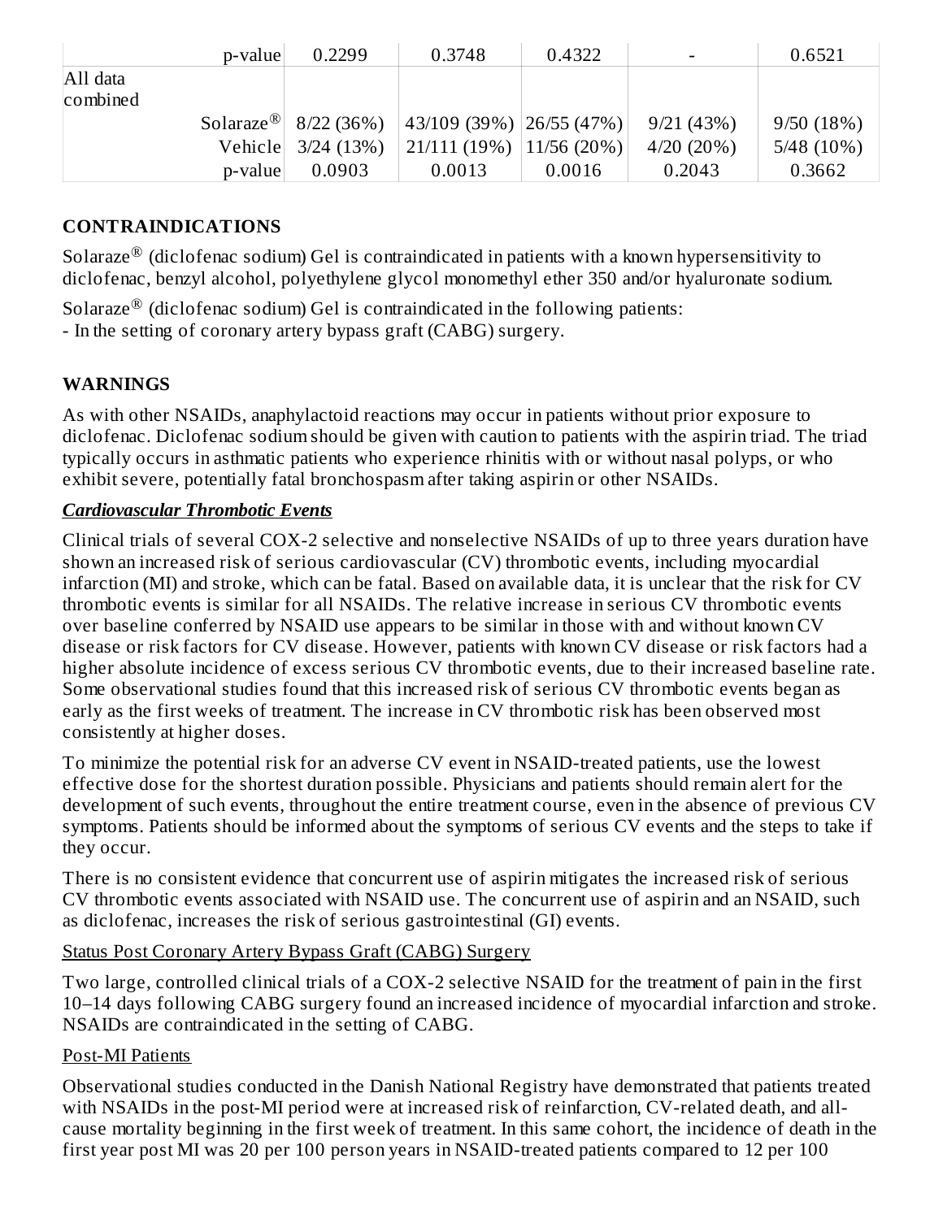| | | | | | |
|---|---|---|---|---|---|
| p-value | 0.2299 | 0.3748 | 0.4322 | - | 0.6521 |
| All data combined | | | | | |
| Solaraze® | 8/22 (36%) | 43/109 (39%) | 26/55 (47%) | 9/21 (43%) | 9/50 (18%) |
| Vehicle | 3/24 (13%) | 21/111 (19%) | 11/56 (20%) | 4/20 (20%) | 5/48 (10%) |
| p-value | 0.0903 | 0.0013 | 0.0016 | 0.2043 | 0.3662 |

## CONTRAINDICATIONS

Solaraze® (diclofenac sodium) Gel is contraindicated in patients with a known hypersensitivity to diclofenac, benzyl alcohol, polyethylene glycol monomethyl ether 350 and/or hyaluronate sodium.

Solaraze® (diclofenac sodium) Gel is contraindicated in the following patients:
- In the setting of coronary artery bypass graft (CABG) surgery.

## WARNINGS

As with other NSAIDs, anaphylactoid reactions may occur in patients without prior exposure to diclofenac. Diclofenac sodium should be given with caution to patients with the aspirin triad. The triad typically occurs in asthmatic patients who experience rhinitis with or without nasal polyps, or who exhibit severe, potentially fatal bronchospasm after taking aspirin or other NSAIDs.

### ***Cardiovascular Thrombotic Events***

Clinical trials of several COX-2 selective and nonselective NSAIDs of up to three years duration have shown an increased risk of serious cardiovascular (CV) thrombotic events, including myocardial infarction (MI) and stroke, which can be fatal. Based on available data, it is unclear that the risk for CV thrombotic events is similar for all NSAIDs. The relative increase in serious CV thrombotic events over baseline conferred by NSAID use appears to be similar in those with and without known CV disease or risk factors for CV disease. However, patients with known CV disease or risk factors had a higher absolute incidence of excess serious CV thrombotic events, due to their increased baseline rate. Some observational studies found that this increased risk of serious CV thrombotic events began as early as the first weeks of treatment. The increase in CV thrombotic risk has been observed most consistently at higher doses.

To minimize the potential risk for an adverse CV event in NSAID-treated patients, use the lowest effective dose for the shortest duration possible. Physicians and patients should remain alert for the development of such events, throughout the entire treatment course, even in the absence of previous CV symptoms. Patients should be informed about the symptoms of serious CV events and the steps to take if they occur.

There is no consistent evidence that concurrent use of aspirin mitigates the increased risk of serious CV thrombotic events associated with NSAID use. The concurrent use of aspirin and an NSAID, such as diclofenac, increases the risk of serious gastrointestinal (GI) events.

#### Status Post Coronary Artery Bypass Graft (CABG) Surgery

Two large, controlled clinical trials of a COX-2 selective NSAID for the treatment of pain in the first 10–14 days following CABG surgery found an increased incidence of myocardial infarction and stroke. NSAIDs are contraindicated in the setting of CABG.

#### Post-MI Patients

Observational studies conducted in the Danish National Registry have demonstrated that patients treated with NSAIDs in the post-MI period were at increased risk of reinfarction, CV-related death, and all-cause mortality beginning in the first week of treatment. In this same cohort, the incidence of death in the first year post MI was 20 per 100 person years in NSAID-treated patients compared to 12 per 100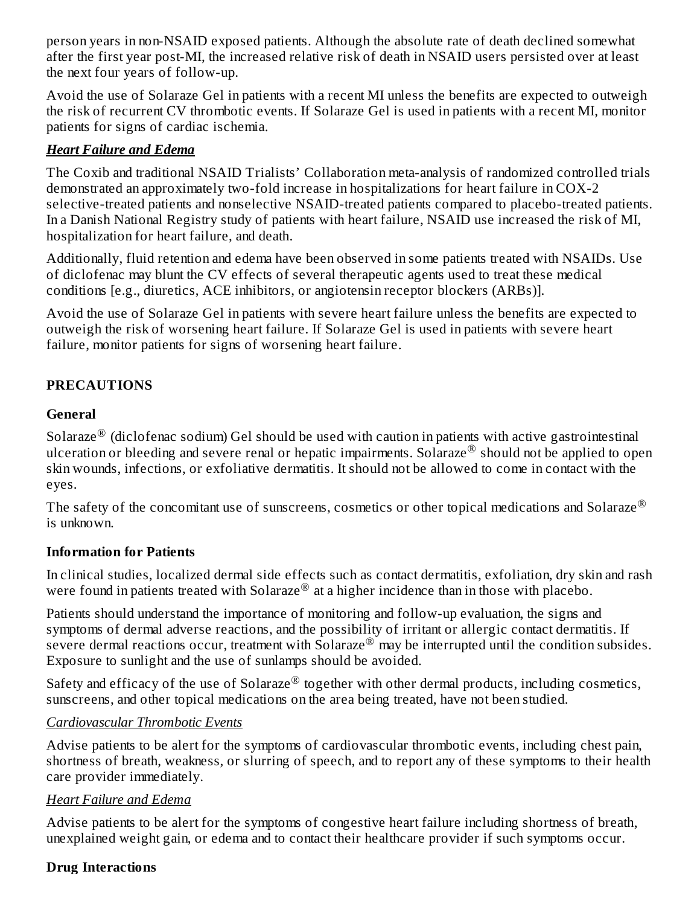person years in non-NSAID exposed patients. Although the absolute rate of death declined somewhat after the first year post-MI, the increased relative risk of death in NSAID users persisted over at least the next four years of follow-up.

Avoid the use of Solaraze Gel in patients with a recent MI unless the benefits are expected to outweigh the risk of recurrent CV thrombotic events. If Solaraze Gel is used in patients with a recent MI, monitor patients for signs of cardiac ischemia.

***Heart Failure and Edema***

The Coxib and traditional NSAID Trialists' Collaboration meta-analysis of randomized controlled trials demonstrated an approximately two-fold increase in hospitalizations for heart failure in COX-2 selective-treated patients and nonselective NSAID-treated patients compared to placebo-treated patients. In a Danish National Registry study of patients with heart failure, NSAID use increased the risk of MI, hospitalization for heart failure, and death.

Additionally, fluid retention and edema have been observed in some patients treated with NSAIDs. Use of diclofenac may blunt the CV effects of several therapeutic agents used to treat these medical conditions [e.g., diuretics, ACE inhibitors, or angiotensin receptor blockers (ARBs)].

Avoid the use of Solaraze Gel in patients with severe heart failure unless the benefits are expected to outweigh the risk of worsening heart failure. If Solaraze Gel is used in patients with severe heart failure, monitor patients for signs of worsening heart failure.

## PRECAUTIONS

### General

Solaraze® (diclofenac sodium) Gel should be used with caution in patients with active gastrointestinal ulceration or bleeding and severe renal or hepatic impairments. Solaraze® should not be applied to open skin wounds, infections, or exfoliative dermatitis. It should not be allowed to come in contact with the eyes.

The safety of the concomitant use of sunscreens, cosmetics or other topical medications and Solaraze® is unknown.

### Information for Patients

In clinical studies, localized dermal side effects such as contact dermatitis, exfoliation, dry skin and rash were found in patients treated with Solaraze® at a higher incidence than in those with placebo.

Patients should understand the importance of monitoring and follow-up evaluation, the signs and symptoms of dermal adverse reactions, and the possibility of irritant or allergic contact dermatitis. If severe dermal reactions occur, treatment with Solaraze® may be interrupted until the condition subsides. Exposure to sunlight and the use of sunlamps should be avoided.

Safety and efficacy of the use of Solaraze® together with other dermal products, including cosmetics, sunscreens, and other topical medications on the area being treated, have not been studied.

*Cardiovascular Thrombotic Events*

Advise patients to be alert for the symptoms of cardiovascular thrombotic events, including chest pain, shortness of breath, weakness, or slurring of speech, and to report any of these symptoms to their health care provider immediately.

*Heart Failure and Edema*

Advise patients to be alert for the symptoms of congestive heart failure including shortness of breath, unexplained weight gain, or edema and to contact their healthcare provider if such symptoms occur.

### Drug Interactions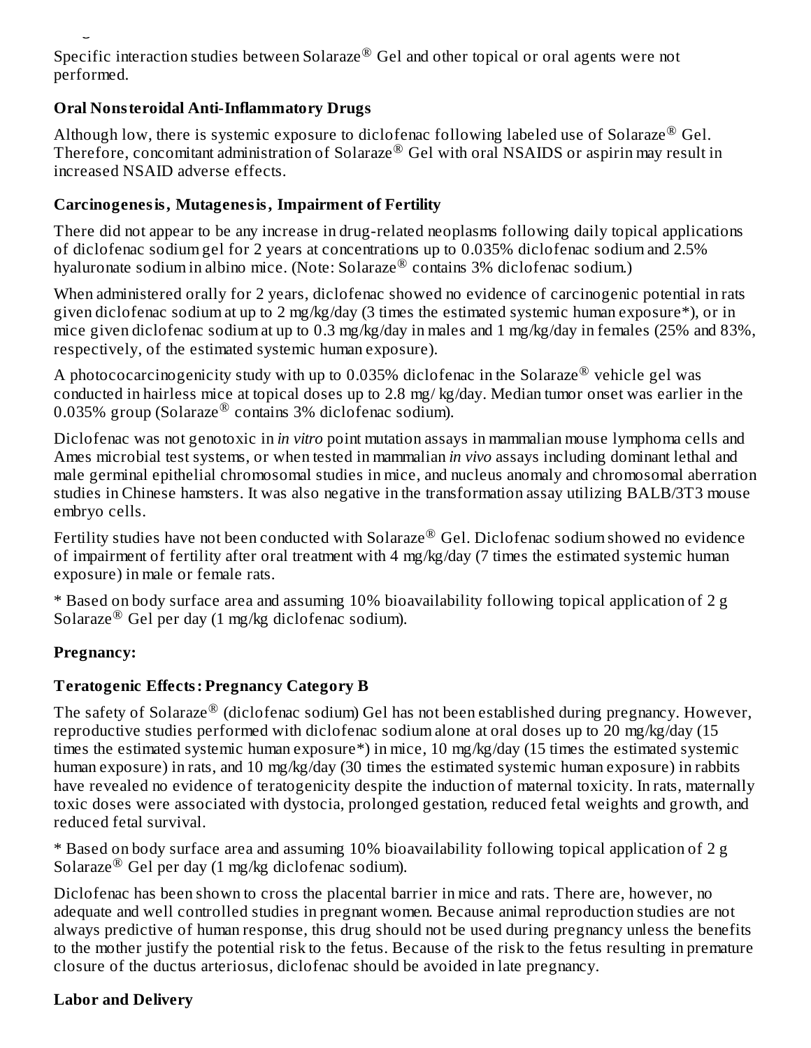Specific interaction studies between Solaraze® Gel and other topical or oral agents were not performed.

**Oral Nonsteroidal Anti-Inflammatory Drugs**

Although low, there is systemic exposure to diclofenac following labeled use of Solaraze® Gel. Therefore, concomitant administration of Solaraze® Gel with oral NSAIDS or aspirin may result in increased NSAID adverse effects.

**Carcinogenesis, Mutagenesis, Impairment of Fertility**

There did not appear to be any increase in drug-related neoplasms following daily topical applications of diclofenac sodium gel for 2 years at concentrations up to 0.035% diclofenac sodium and 2.5% hyaluronate sodium in albino mice. (Note: Solaraze® contains 3% diclofenac sodium.)

When administered orally for 2 years, diclofenac showed no evidence of carcinogenic potential in rats given diclofenac sodium at up to 2 mg/kg/day (3 times the estimated systemic human exposure*), or in mice given diclofenac sodium at up to 0.3 mg/kg/day in males and 1 mg/kg/day in females (25% and 83%, respectively, of the estimated systemic human exposure).

A photococarcinogenicity study with up to 0.035% diclofenac in the Solaraze® vehicle gel was conducted in hairless mice at topical doses up to 2.8 mg/ kg/day. Median tumor onset was earlier in the 0.035% group (Solaraze® contains 3% diclofenac sodium).

Diclofenac was not genotoxic in *in vitro* point mutation assays in mammalian mouse lymphoma cells and Ames microbial test systems, or when tested in mammalian *in vivo* assays including dominant lethal and male germinal epithelial chromosomal studies in mice, and nucleus anomaly and chromosomal aberration studies in Chinese hamsters. It was also negative in the transformation assay utilizing BALB/3T3 mouse embryo cells.

Fertility studies have not been conducted with Solaraze® Gel. Diclofenac sodium showed no evidence of impairment of fertility after oral treatment with 4 mg/kg/day (7 times the estimated systemic human exposure) in male or female rats.

* Based on body surface area and assuming 10% bioavailability following topical application of 2 g Solaraze® Gel per day (1 mg/kg diclofenac sodium).

**Pregnancy:**

**Teratogenic Effects: Pregnancy Category B**

The safety of Solaraze® (diclofenac sodium) Gel has not been established during pregnancy. However, reproductive studies performed with diclofenac sodium alone at oral doses up to 20 mg/kg/day (15 times the estimated systemic human exposure*) in mice, 10 mg/kg/day (15 times the estimated systemic human exposure) in rats, and 10 mg/kg/day (30 times the estimated systemic human exposure) in rabbits have revealed no evidence of teratogenicity despite the induction of maternal toxicity. In rats, maternally toxic doses were associated with dystocia, prolonged gestation, reduced fetal weights and growth, and reduced fetal survival.

* Based on body surface area and assuming 10% bioavailability following topical application of 2 g Solaraze® Gel per day (1 mg/kg diclofenac sodium).

Diclofenac has been shown to cross the placental barrier in mice and rats. There are, however, no adequate and well controlled studies in pregnant women. Because animal reproduction studies are not always predictive of human response, this drug should not be used during pregnancy unless the benefits to the mother justify the potential risk to the fetus. Because of the risk to the fetus resulting in premature closure of the ductus arteriosus, diclofenac should be avoided in late pregnancy.

**Labor and Delivery**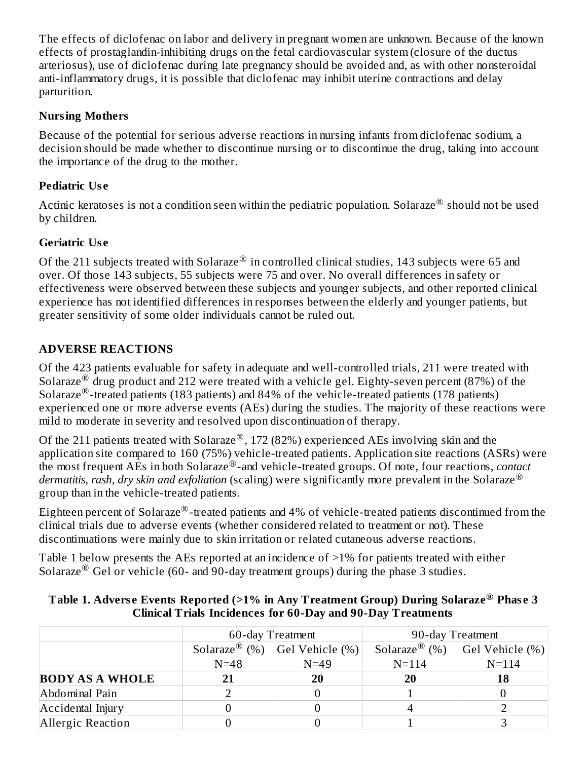The effects of diclofenac on labor and delivery in pregnant women are unknown. Because of the known effects of prostaglandin-inhibiting drugs on the fetal cardiovascular system (closure of the ductus arteriosus), use of diclofenac during late pregnancy should be avoided and, as with other nonsteroidal anti-inflammatory drugs, it is possible that diclofenac may inhibit uterine contractions and delay parturition.

### Nursing Mothers

Because of the potential for serious adverse reactions in nursing infants from diclofenac sodium, a decision should be made whether to discontinue nursing or to discontinue the drug, taking into account the importance of the drug to the mother.

### Pediatric Use

Actinic keratoses is not a condition seen within the pediatric population. Solaraze® should not be used by children.

### Geriatric Use

Of the 211 subjects treated with Solaraze® in controlled clinical studies, 143 subjects were 65 and over. Of those 143 subjects, 55 subjects were 75 and over. No overall differences in safety or effectiveness were observed between these subjects and younger subjects, and other reported clinical experience has not identified differences in responses between the elderly and younger patients, but greater sensitivity of some older individuals cannot be ruled out.

## ADVERSE REACTIONS

Of the 423 patients evaluable for safety in adequate and well-controlled trials, 211 were treated with Solaraze® drug product and 212 were treated with a vehicle gel. Eighty-seven percent (87%) of the Solaraze®-treated patients (183 patients) and 84% of the vehicle-treated patients (178 patients) experienced one or more adverse events (AEs) during the studies. The majority of these reactions were mild to moderate in severity and resolved upon discontinuation of therapy.

Of the 211 patients treated with Solaraze®, 172 (82%) experienced AEs involving skin and the application site compared to 160 (75%) vehicle-treated patients. Application site reactions (ASRs) were the most frequent AEs in both Solaraze®-and vehicle-treated groups. Of note, four reactions, *contact dermatitis, rash, dry skin and exfoliation* (scaling) were significantly more prevalent in the Solaraze® group than in the vehicle-treated patients.

Eighteen percent of Solaraze®-treated patients and 4% of vehicle-treated patients discontinued from the clinical trials due to adverse events (whether considered related to treatment or not). These discontinuations were mainly due to skin irritation or related cutaneous adverse reactions.

Table 1 below presents the AEs reported at an incidence of >1% for patients treated with either Solaraze® Gel or vehicle (60- and 90-day treatment groups) during the phase 3 studies.

**Table 1. Adverse Events Reported (>1% in Any Treatment Group) During Solaraze® Phase 3 Clinical Trials Incidences for 60-Day and 90-Day Treatments**

| | 60-day Treatment | | 90-day Treatment | |
|---|---|---|---|---|
| | Solaraze® (%) N=48 | Gel Vehicle (%) N=49 | Solaraze® (%) N=114 | Gel Vehicle (%) N=114 |
| **BODY AS A WHOLE** | **21** | **20** | **20** | **18** |
| Abdominal Pain | 2 | 0 | 1 | 0 |
| Accidental Injury | 0 | 0 | 4 | 2 |
| Allergic Reaction | 0 | 0 | 1 | 3 |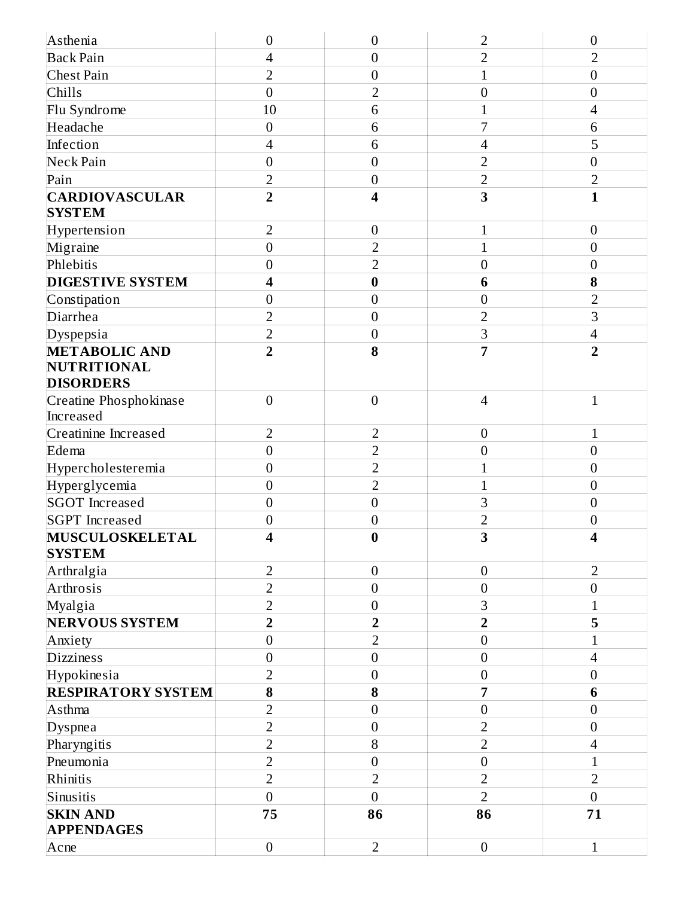| | | | | |
|---|---|---|---|---|
| Asthenia | 0 | 0 | 2 | 0 |
| Back Pain | 4 | 0 | 2 | 2 |
| Chest Pain | 2 | 0 | 1 | 0 |
| Chills | 0 | 2 | 0 | 0 |
| Flu Syndrome | 10 | 6 | 1 | 4 |
| Headache | 0 | 6 | 7 | 6 |
| Infection | 4 | 6 | 4 | 5 |
| Neck Pain | 0 | 0 | 2 | 0 |
| Pain | 2 | 0 | 2 | 2 |
| **CARDIOVASCULAR SYSTEM** | **2** | **4** | **3** | **1** |
| Hypertension | 2 | 0 | 1 | 0 |
| Migraine | 0 | 2 | 1 | 0 |
| Phlebitis | 0 | 2 | 0 | 0 |
| **DIGESTIVE SYSTEM** | **4** | **0** | **6** | **8** |
| Constipation | 0 | 0 | 0 | 2 |
| Diarrhea | 2 | 0 | 2 | 3 |
| Dyspepsia | 2 | 0 | 3 | 4 |
| **METABOLIC AND NUTRITIONAL DISORDERS** | **2** | **8** | **7** | **2** |
| Creatine Phosphokinase Increased | 0 | 0 | 4 | 1 |
| Creatinine Increased | 2 | 2 | 0 | 1 |
| Edema | 0 | 2 | 0 | 0 |
| Hypercholesteremia | 0 | 2 | 1 | 0 |
| Hyperglycemia | 0 | 2 | 1 | 0 |
| SGOT Increased | 0 | 0 | 3 | 0 |
| SGPT Increased | 0 | 0 | 2 | 0 |
| **MUSCULOSKELETAL SYSTEM** | **4** | **0** | **3** | **4** |
| Arthralgia | 2 | 0 | 0 | 2 |
| Arthrosis | 2 | 0 | 0 | 0 |
| Myalgia | 2 | 0 | 3 | 1 |
| **NERVOUS SYSTEM** | **2** | **2** | **2** | **5** |
| Anxiety | 0 | 2 | 0 | 1 |
| Dizziness | 0 | 0 | 0 | 4 |
| Hypokinesia | 2 | 0 | 0 | 0 |
| **RESPIRATORY SYSTEM** | **8** | **8** | **7** | **6** |
| Asthma | 2 | 0 | 0 | 0 |
| Dyspnea | 2 | 0 | 2 | 0 |
| Pharyngitis | 2 | 8 | 2 | 4 |
| Pneumonia | 2 | 0 | 0 | 1 |
| Rhinitis | 2 | 2 | 2 | 2 |
| Sinusitis | 0 | 0 | 2 | 0 |
| **SKIN AND APPENDAGES** | **75** | **86** | **86** | **71** |
| Acne | 0 | 2 | 0 | 1 |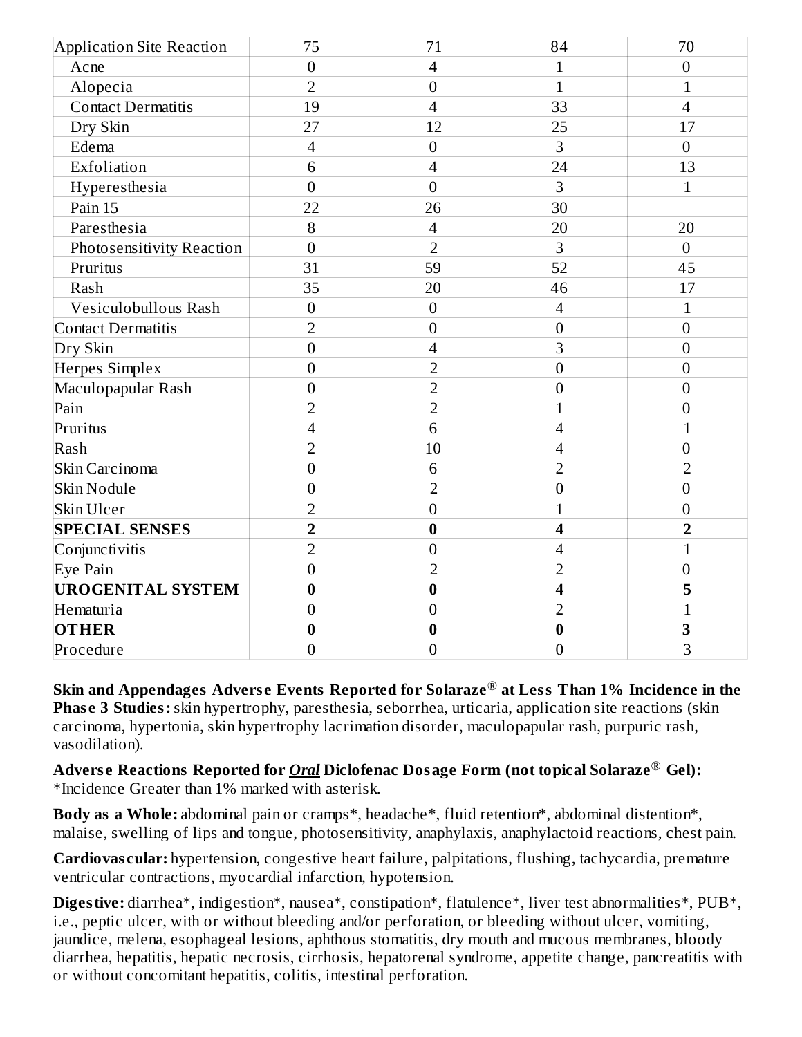| | | | | |
|---|---|---|---|---|
| Application Site Reaction | 75 | 71 | 84 | 70 |
| Acne | 0 | 4 | 1 | 0 |
| Alopecia | 2 | 0 | 1 | 1 |
| Contact Dermatitis | 19 | 4 | 33 | 4 |
| Dry Skin | 27 | 12 | 25 | 17 |
| Edema | 4 | 0 | 3 | 0 |
| Exfoliation | 6 | 4 | 24 | 13 |
| Hyperesthesia | 0 | 0 | 3 | 1 |
| Pain 15 | 22 | 26 | 30 | |
| Paresthesia | 8 | 4 | 20 | 20 |
| Photosensitivity Reaction | 0 | 2 | 3 | 0 |
| Pruritus | 31 | 59 | 52 | 45 |
| Rash | 35 | 20 | 46 | 17 |
| Vesiculobullous Rash | 0 | 0 | 4 | 1 |
| Contact Dermatitis | 2 | 0 | 0 | 0 |
| Dry Skin | 0 | 4 | 3 | 0 |
| Herpes Simplex | 0 | 2 | 0 | 0 |
| Maculopapular Rash | 0 | 2 | 0 | 0 |
| Pain | 2 | 2 | 1 | 0 |
| Pruritus | 4 | 6 | 4 | 1 |
| Rash | 2 | 10 | 4 | 0 |
| Skin Carcinoma | 0 | 6 | 2 | 2 |
| Skin Nodule | 0 | 2 | 0 | 0 |
| Skin Ulcer | 2 | 0 | 1 | 0 |
| **SPECIAL SENSES** | **2** | **0** | **4** | **2** |
| Conjunctivitis | 2 | 0 | 4 | 1 |
| Eye Pain | 0 | 2 | 2 | 0 |
| **UROGENITAL SYSTEM** | **0** | **0** | **4** | **5** |
| Hematuria | 0 | 0 | 2 | 1 |
| **OTHER** | **0** | **0** | **0** | **3** |
| Procedure | 0 | 0 | 0 | 3 |

**Skin and Appendages Adverse Events Reported for Solaraze® at Less Than 1% Incidence in the Phase 3 Studies:** skin hypertrophy, paresthesia, seborrhea, urticaria, application site reactions (skin carcinoma, hypertonia, skin hypertrophy lacrimation disorder, maculopapular rash, purpuric rash, vasodilation).

**Adverse Reactions Reported for *Oral* Diclofenac Dosage Form (not topical Solaraze® Gel):** *Incidence Greater than 1% marked with asterisk.

**Body as a Whole:** abdominal pain or cramps*, headache*, fluid retention*, abdominal distention*, malaise, swelling of lips and tongue, photosensitivity, anaphylaxis, anaphylactoid reactions, chest pain.

**Cardiovascular:** hypertension, congestive heart failure, palpitations, flushing, tachycardia, premature ventricular contractions, myocardial infarction, hypotension.

**Digestive:** diarrhea*, indigestion*, nausea*, constipation*, flatulence*, liver test abnormalities*, PUB*, i.e., peptic ulcer, with or without bleeding and/or perforation, or bleeding without ulcer, vomiting, jaundice, melena, esophageal lesions, aphthous stomatitis, dry mouth and mucous membranes, bloody diarrhea, hepatitis, hepatic necrosis, cirrhosis, hepatorenal syndrome, appetite change, pancreatitis with or without concomitant hepatitis, colitis, intestinal perforation.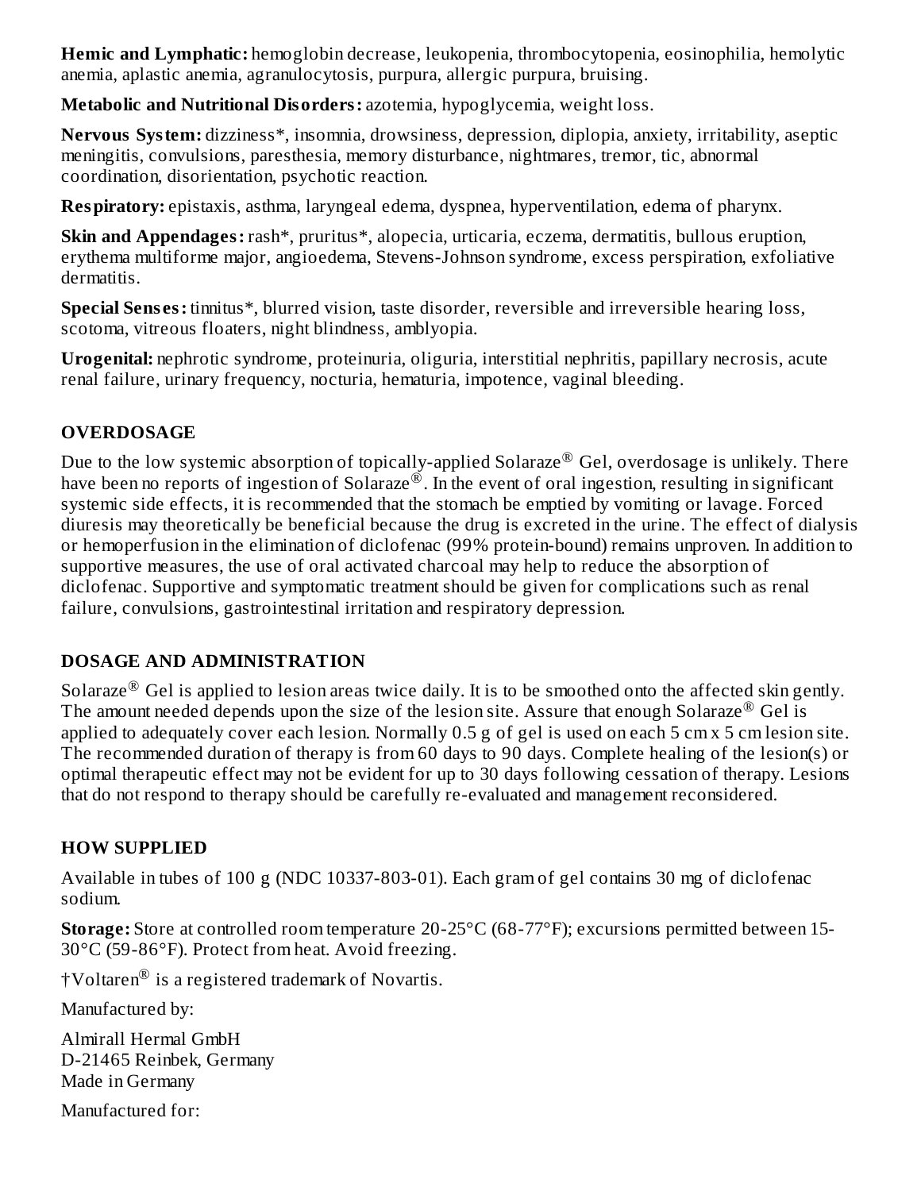**Hemic and Lymphatic:** hemoglobin decrease, leukopenia, thrombocytopenia, eosinophilia, hemolytic anemia, aplastic anemia, agranulocytosis, purpura, allergic purpura, bruising.

**Metabolic and Nutritional Disorders:** azotemia, hypoglycemia, weight loss.

**Nervous System:** dizziness*, insomnia, drowsiness, depression, diplopia, anxiety, irritability, aseptic meningitis, convulsions, paresthesia, memory disturbance, nightmares, tremor, tic, abnormal coordination, disorientation, psychotic reaction.

**Respiratory:** epistaxis, asthma, laryngeal edema, dyspnea, hyperventilation, edema of pharynx.

**Skin and Appendages:** rash*, pruritus*, alopecia, urticaria, eczema, dermatitis, bullous eruption, erythema multiforme major, angioedema, Stevens-Johnson syndrome, excess perspiration, exfoliative dermatitis.

**Special Senses:** tinnitus*, blurred vision, taste disorder, reversible and irreversible hearing loss, scotoma, vitreous floaters, night blindness, amblyopia.

**Urogenital:** nephrotic syndrome, proteinuria, oliguria, interstitial nephritis, papillary necrosis, acute renal failure, urinary frequency, nocturia, hematuria, impotence, vaginal bleeding.

## OVERDOSAGE

Due to the low systemic absorption of topically-applied Solaraze® Gel, overdosage is unlikely. There have been no reports of ingestion of Solaraze®. In the event of oral ingestion, resulting in significant systemic side effects, it is recommended that the stomach be emptied by vomiting or lavage. Forced diuresis may theoretically be beneficial because the drug is excreted in the urine. The effect of dialysis or hemoperfusion in the elimination of diclofenac (99% protein-bound) remains unproven. In addition to supportive measures, the use of oral activated charcoal may help to reduce the absorption of diclofenac. Supportive and symptomatic treatment should be given for complications such as renal failure, convulsions, gastrointestinal irritation and respiratory depression.

## DOSAGE AND ADMINISTRATION

Solaraze® Gel is applied to lesion areas twice daily. It is to be smoothed onto the affected skin gently. The amount needed depends upon the size of the lesion site. Assure that enough Solaraze® Gel is applied to adequately cover each lesion. Normally 0.5 g of gel is used on each 5 cm x 5 cm lesion site. The recommended duration of therapy is from 60 days to 90 days. Complete healing of the lesion(s) or optimal therapeutic effect may not be evident for up to 30 days following cessation of therapy. Lesions that do not respond to therapy should be carefully re-evaluated and management reconsidered.

## HOW SUPPLIED

Available in tubes of 100 g (NDC 10337-803-01). Each gram of gel contains 30 mg of diclofenac sodium.

**Storage:** Store at controlled room temperature 20-25°C (68-77°F); excursions permitted between 15-30°C (59-86°F). Protect from heat. Avoid freezing.

†Voltaren® is a registered trademark of Novartis.

Manufactured by:

Almirall Hermal GmbH
D-21465 Reinbek, Germany
Made in Germany

Manufactured for: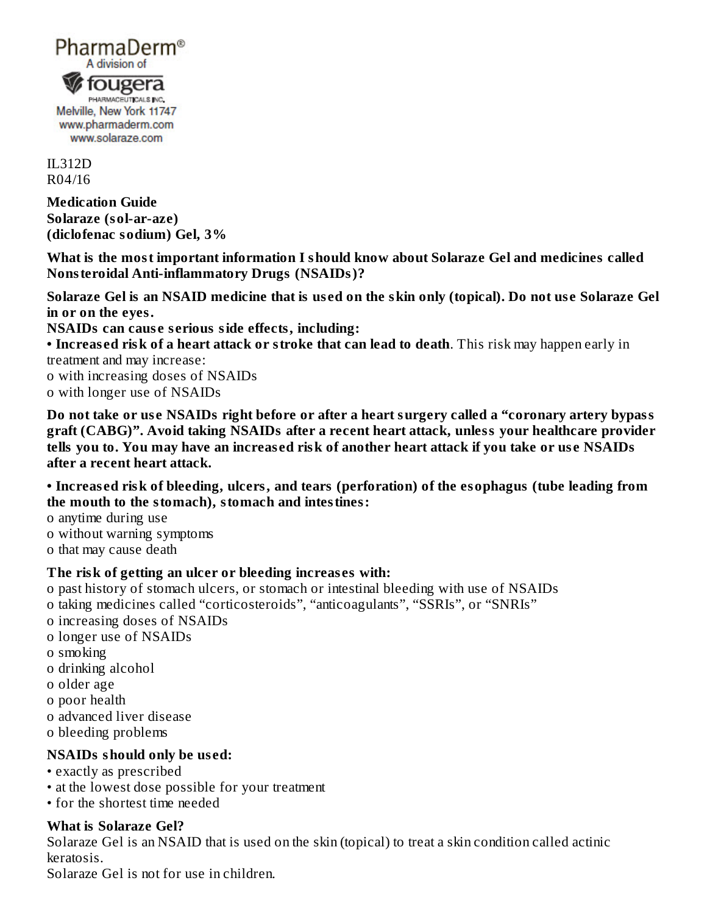PharmaDerm®
A division of
fougera
PHARMACEUTICALS INC.
Melville, New York 11747
www.pharmaderm.com
www.solaraze.com

IL312D
R04/16

**Medication Guide**
**Solaraze (sol-ar-aze)**
**(diclofenac sodium) Gel, 3%**

**What is the most important information I should know about Solaraze Gel and medicines called Nonsteroidal Anti-inflammatory Drugs (NSAIDs)?**

**Solaraze Gel is an NSAID medicine that is used on the skin only (topical). Do not use Solaraze Gel in or on the eyes.**

**NSAIDs can cause serious side effects, including:**

- **Increased risk of a heart attack or stroke that can lead to death**. This risk may happen early in treatment and may increase:
  - o with increasing doses of NSAIDs
  - o with longer use of NSAIDs

**Do not take or use NSAIDs right before or after a heart surgery called a "coronary artery bypass graft (CABG)". Avoid taking NSAIDs after a recent heart attack, unless your healthcare provider tells you to. You may have an increased risk of another heart attack if you take or use NSAIDs after a recent heart attack.**

- **Increased risk of bleeding, ulcers, and tears (perforation) of the esophagus (tube leading from the mouth to the stomach), stomach and intestines:**
  - o anytime during use
  - o without warning symptoms
  - o that may cause death

**The risk of getting an ulcer or bleeding increases with:**

- o past history of stomach ulcers, or stomach or intestinal bleeding with use of NSAIDs
- o taking medicines called "corticosteroids", "anticoagulants", "SSRIs", or "SNRIs"
- o increasing doses of NSAIDs
- o longer use of NSAIDs
- o smoking
- o drinking alcohol
- o older age
- o poor health
- o advanced liver disease
- o bleeding problems

**NSAIDs should only be used:**

- exactly as prescribed
- at the lowest dose possible for your treatment
- for the shortest time needed

**What is Solaraze Gel?**

Solaraze Gel is an NSAID that is used on the skin (topical) to treat a skin condition called actinic keratosis.

Solaraze Gel is not for use in children.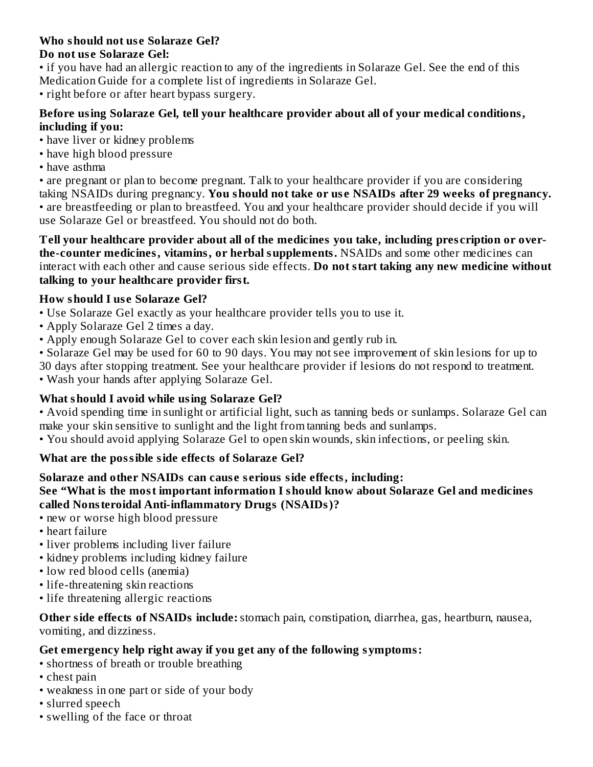**Who should not use Solaraze Gel?**

**Do not use Solaraze Gel:**

- if you have had an allergic reaction to any of the ingredients in Solaraze Gel. See the end of this Medication Guide for a complete list of ingredients in Solaraze Gel.
- right before or after heart bypass surgery.

**Before using Solaraze Gel, tell your healthcare provider about all of your medical conditions, including if you:**

- have liver or kidney problems
- have high blood pressure
- have asthma
- are pregnant or plan to become pregnant. Talk to your healthcare provider if you are considering taking NSAIDs during pregnancy. **You should not take or use NSAIDs after 29 weeks of pregnancy.**
- are breastfeeding or plan to breastfeed. You and your healthcare provider should decide if you will use Solaraze Gel or breastfeed. You should not do both.

**Tell your healthcare provider about all of the medicines you take, including prescription or over-the-counter medicines, vitamins, or herbal supplements.** NSAIDs and some other medicines can interact with each other and cause serious side effects. **Do not start taking any new medicine without talking to your healthcare provider first.**

**How should I use Solaraze Gel?**

- Use Solaraze Gel exactly as your healthcare provider tells you to use it.
- Apply Solaraze Gel 2 times a day.
- Apply enough Solaraze Gel to cover each skin lesion and gently rub in.
- Solaraze Gel may be used for 60 to 90 days. You may not see improvement of skin lesions for up to 30 days after stopping treatment. See your healthcare provider if lesions do not respond to treatment.
- Wash your hands after applying Solaraze Gel.

**What should I avoid while using Solaraze Gel?**

- Avoid spending time in sunlight or artificial light, such as tanning beds or sunlamps. Solaraze Gel can make your skin sensitive to sunlight and the light from tanning beds and sunlamps.
- You should avoid applying Solaraze Gel to open skin wounds, skin infections, or peeling skin.

**What are the possible side effects of Solaraze Gel?**

**Solaraze and other NSAIDs can cause serious side effects, including:**
**See "What is the most important information I should know about Solaraze Gel and medicines called Nonsteroidal Anti-inflammatory Drugs (NSAIDs)?**

- new or worse high blood pressure
- heart failure
- liver problems including liver failure
- kidney problems including kidney failure
- low red blood cells (anemia)
- life-threatening skin reactions
- life threatening allergic reactions

**Other side effects of NSAIDs include:** stomach pain, constipation, diarrhea, gas, heartburn, nausea, vomiting, and dizziness.

**Get emergency help right away if you get any of the following symptoms:**

- shortness of breath or trouble breathing
- chest pain
- weakness in one part or side of your body
- slurred speech
- swelling of the face or throat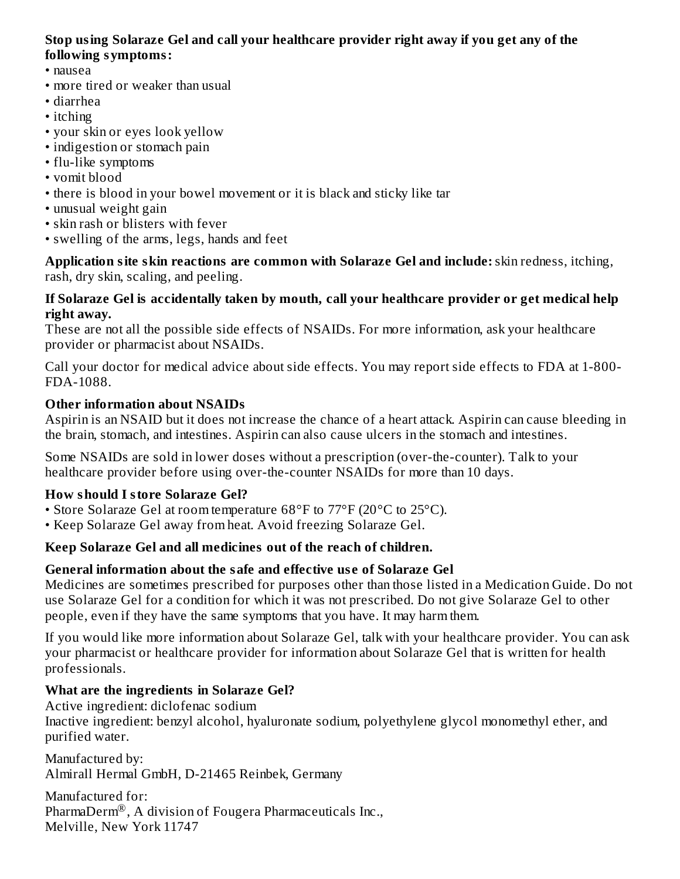**Stop using Solaraze Gel and call your healthcare provider right away if you get any of the following symptoms:**

- nausea
- more tired or weaker than usual
- diarrhea
- itching
- your skin or eyes look yellow
- indigestion or stomach pain
- flu-like symptoms
- vomit blood
- there is blood in your bowel movement or it is black and sticky like tar
- unusual weight gain
- skin rash or blisters with fever
- swelling of the arms, legs, hands and feet

**Application site skin reactions are common with Solaraze Gel and include:** skin redness, itching, rash, dry skin, scaling, and peeling.

**If Solaraze Gel is accidentally taken by mouth, call your healthcare provider or get medical help right away.**

These are not all the possible side effects of NSAIDs. For more information, ask your healthcare provider or pharmacist about NSAIDs.

Call your doctor for medical advice about side effects. You may report side effects to FDA at 1-800-FDA-1088.

**Other information about NSAIDs**

Aspirin is an NSAID but it does not increase the chance of a heart attack. Aspirin can cause bleeding in the brain, stomach, and intestines. Aspirin can also cause ulcers in the stomach and intestines.

Some NSAIDs are sold in lower doses without a prescription (over-the-counter). Talk to your healthcare provider before using over-the-counter NSAIDs for more than 10 days.

**How should I store Solaraze Gel?**

- Store Solaraze Gel at room temperature 68°F to 77°F (20°C to 25°C).
- Keep Solaraze Gel away from heat. Avoid freezing Solaraze Gel.

**Keep Solaraze Gel and all medicines out of the reach of children.**

**General information about the safe and effective use of Solaraze Gel**

Medicines are sometimes prescribed for purposes other than those listed in a Medication Guide. Do not use Solaraze Gel for a condition for which it was not prescribed. Do not give Solaraze Gel to other people, even if they have the same symptoms that you have. It may harm them.

If you would like more information about Solaraze Gel, talk with your healthcare provider. You can ask your pharmacist or healthcare provider for information about Solaraze Gel that is written for health professionals.

**What are the ingredients in Solaraze Gel?**

Active ingredient: diclofenac sodium

Inactive ingredient: benzyl alcohol, hyaluronate sodium, polyethylene glycol monomethyl ether, and purified water.

Manufactured by:
Almirall Hermal GmbH, D-21465 Reinbek, Germany

Manufactured for:
PharmaDerm®, A division of Fougera Pharmaceuticals Inc.,
Melville, New York 11747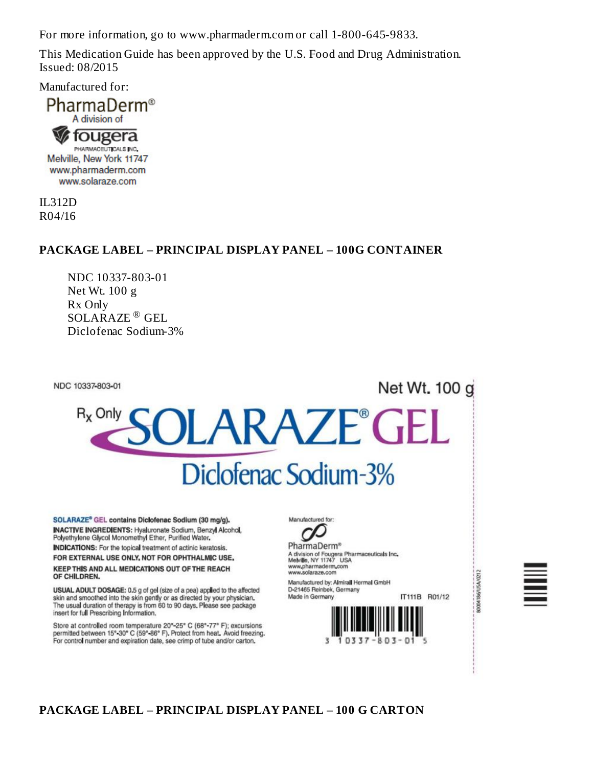For more information, go to www.pharmaderm.com or call 1-800-645-9833.

This Medication Guide has been approved by the U.S. Food and Drug Administration.
Issued: 08/2015

Manufactured for:

PharmaDerm®
A division of
fougera
PHARMACEUTICALS INC.
Melville, New York 11747
www.pharmaderm.com
www.solaraze.com

IL312D
R04/16

**PACKAGE LABEL – PRINCIPAL DISPLAY PANEL – 100G CONTAINER**

NDC 10337-803-01
Net Wt. 100 g
Rx Only
SOLARAZE ® GEL
Diclofenac Sodium-3%

NDC 10337-803-01

Net Wt. 100 g

Rx Only SOLARAZE® GEL

Diclofenac Sodium-3%

**SOLARAZE® GEL contains Diclofenac Sodium (30 mg/g).**

**INACTIVE INGREDIENTS:** Hyaluronate Sodium, Benzyl Alcohol, Polyethylene Glycol Monomethyl Ether, Purified Water.

**INDICATIONS:** For the topical treatment of actinic keratosis.

**FOR EXTERNAL USE ONLY. NOT FOR OPHTHALMIC USE.**

**KEEP THIS AND ALL MEDICATIONS OUT OF THE REACH OF CHILDREN.**

**USUAL ADULT DOSAGE:** 0.5 g of gel (size of a pea) applied to the affected skin and smoothed into the skin gently or as directed by your physician. The usual duration of therapy is from 60 to 90 days. Please see package insert for full Prescribing Information.

Store at controlled room temperature 20°-25° C (68°-77° F); excursions permitted between 15°-30° C (59°-86° F). Protect from heat. Avoid freezing. For control number and expiration date, see crimp of tube and/or carton.

Manufactured for:
PharmaDerm®
A division of Fougera Pharmaceuticals Inc.
Melville, NY 11747 USA
www.pharmaderm.com
www.solaraze.com

Manufactured by: Almirall Hermal GmbH
D-21465 Reinbek, Germany
Made in Germany

IT111B R01/12

3 10337-803-01 5

80004186/USA/0212

**PACKAGE LABEL – PRINCIPAL DISPLAY PANEL – 100 G CARTON**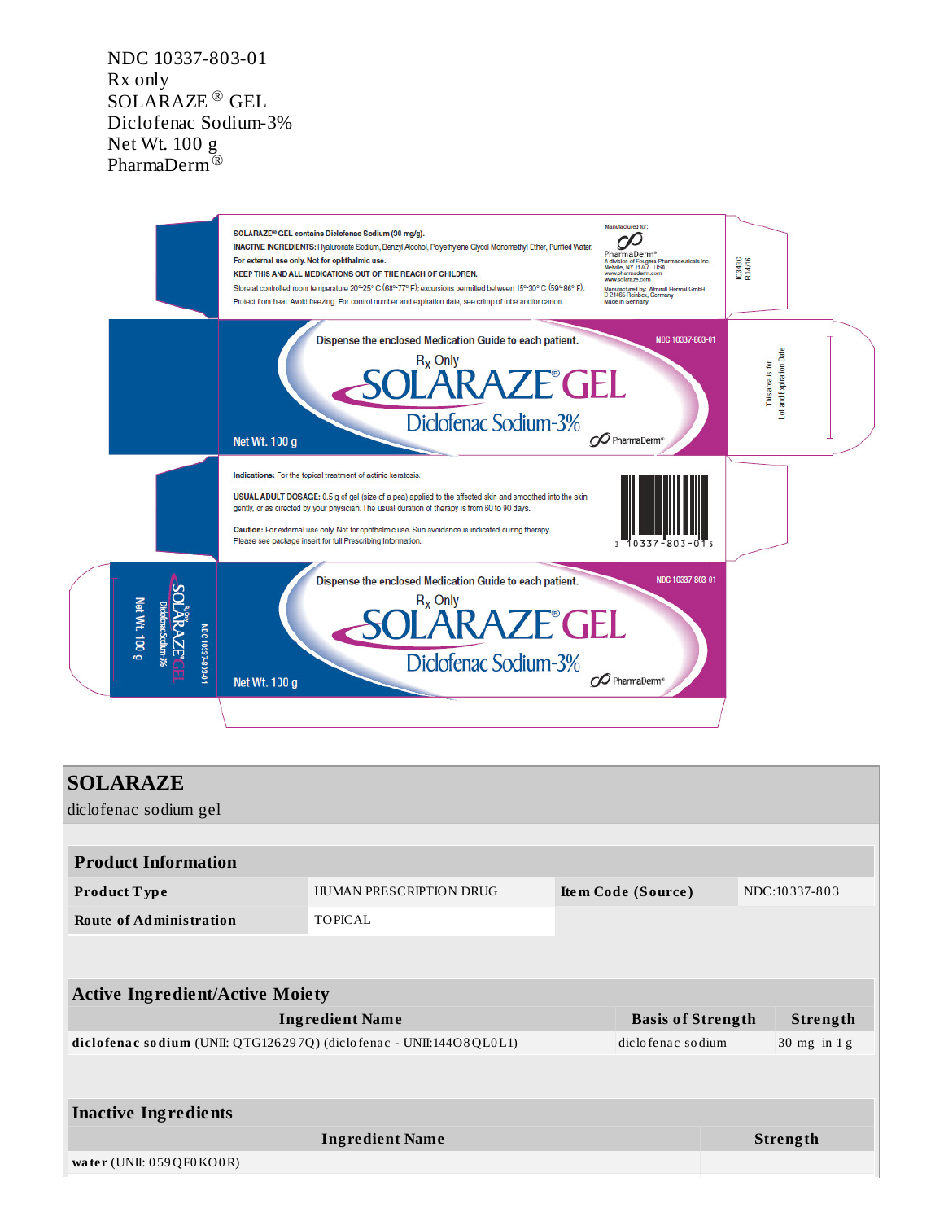NDC 10337-803-01
Rx only
SOLARAZE ® GEL
Diclofenac Sodium-3%
Net Wt. 100 g
PharmaDerm®

**SOLARAZE® GEL contains Diclofenac Sodium (30 mg/g).**

**INACTIVE INGREDIENTS:** Hyaluronate Sodium, Benzyl Alcohol, Polyethylene Glycol Monomethyl Ether, Purified Water.

**For external use only. Not for ophthalmic use.**

**KEEP THIS AND ALL MEDICATIONS OUT OF THE REACH OF CHILDREN.**

Store at controlled room temperature 20°-25° C (68°-77° F); excursions permitted between 15°-30° C (59°-86° F).

Protect from heat. Avoid freezing. For control number and expiration date, see crimp of tube and/or carton.

Manufactured for:
PharmaDerm®
A division of Fougera Pharmaceuticals Inc.
Melville, NY 11747 USA
www.pharmaderm.com
www.solaraze.com

Manufactured by: Almirall Hermal GmbH
D-21465 Reinbek, Germany
Made in Germany

IC343C
R04/16

Dispense the enclosed Medication Guide to each patient.

NDC 10337-803-01

$R_X$ Only

SOLARAZE® GEL

Diclofenac Sodium-3%

Net Wt. 100 g

PharmaDerm®

This area is for Lot and Expiration Date

**Indications:** For the topical treatment of actinic keratosis.

**USUAL ADULT DOSAGE:** 0.5 g of gel (size of a pea) applied to the affected skin and smoothed into the skin gently, or as directed by your physician. The usual duration of therapy is from 60 to 90 days.

**Caution:** For external use only. Not for ophthalmic use. Sun avoidance is indicated during therapy.
Please see package insert for full Prescribing Information.

3 10337-803-01 5

Dispense the enclosed Medication Guide to each patient.

NDC 10337-803-01

$R_X$ Only

SOLARAZE® GEL

Diclofenac Sodium-3%

Net Wt. 100 g

PharmaDerm®

$R_X$ Only SOLARAZE® GEL Diclofenac Sodium-3% Net Wt. 100 g NDC 10337-803-01

## SOLARAZE

diclofenac sodium gel

| **Product Information** | | | |
|---|---|---|---|
| **Product Type** | HUMAN PRESCRIPTION DRUG | **Item Code (Source)** | NDC:10337-803 |
| **Route of Administration** | TOPICAL | | |

| **Active Ingredient/Active Moiety** | | |
|---|---|---|
| **Ingredient Name** | **Basis of Strength** | **Strength** |
| **diclofenac sodium** (UNII: QTG126297Q) (diclofenac - UNII:144O8QL0L1) | diclofenac sodium | 30 mg in 1 g |

| **Inactive Ingredients** | |
|---|---|
| **Ingredient Name** | **Strength** |
| **water** (UNII: 059QF0KO0R) | |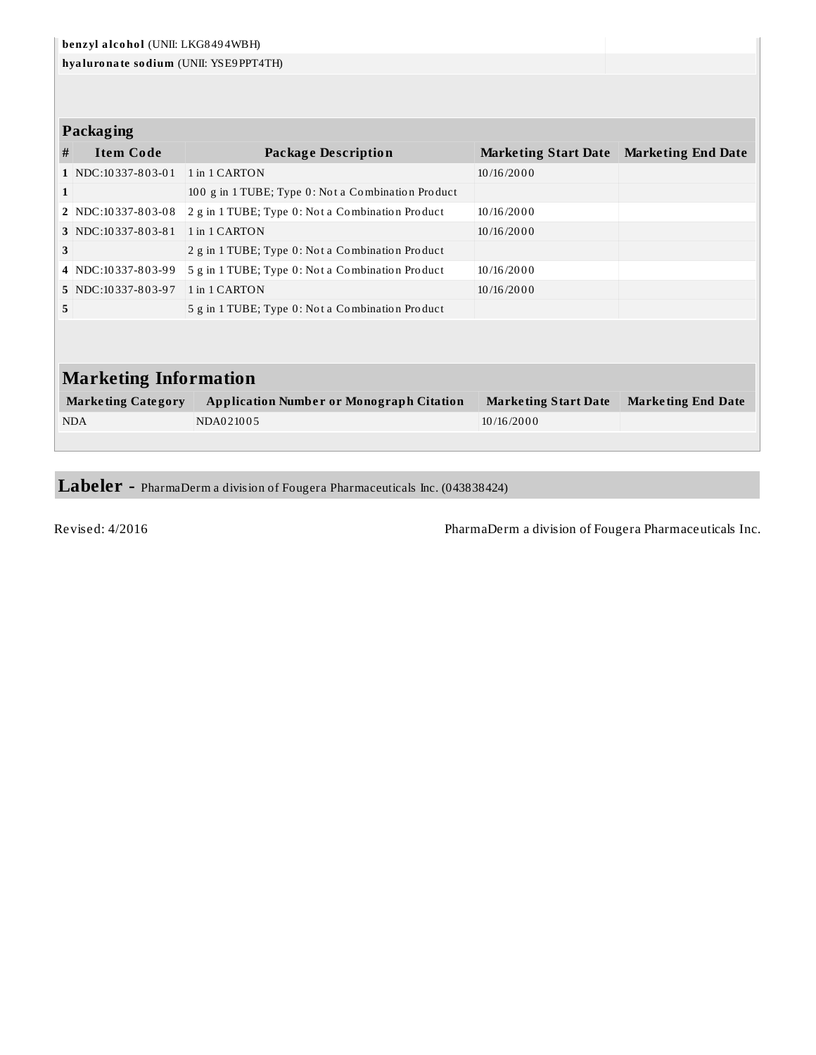| | |
|---|---|
| **benzyl alcohol** (UNII: LKG8494WBH) | |
| **hyaluronate sodium** (UNII: YSE9PPT4TH) | |

## Packaging

| # | Item Code | Package Description | Marketing Start Date | Marketing End Date |
|---|---|---|---|---|
| 1 | NDC:10337-803-01 | 1 in 1 CARTON | 10/16/2000 | |
| 1 | | 100 g in 1 TUBE; Type 0: Not a Combination Product | | |
| 2 | NDC:10337-803-08 | 2 g in 1 TUBE; Type 0: Not a Combination Product | 10/16/2000 | |
| 3 | NDC:10337-803-81 | 1 in 1 CARTON | 10/16/2000 | |
| 3 | | 2 g in 1 TUBE; Type 0: Not a Combination Product | | |
| 4 | NDC:10337-803-99 | 5 g in 1 TUBE; Type 0: Not a Combination Product | 10/16/2000 | |
| 5 | NDC:10337-803-97 | 1 in 1 CARTON | 10/16/2000 | |
| 5 | | 5 g in 1 TUBE; Type 0: Not a Combination Product | | |

## Marketing Information

| Marketing Category | Application Number or Monograph Citation | Marketing Start Date | Marketing End Date |
|---|---|---|---|
| NDA | NDA021005 | 10/16/2000 | |

## Labeler - PharmaDerm a division of Fougera Pharmaceuticals Inc. (043838424)

Revised: 4/2016 PharmaDerm a division of Fougera Pharmaceuticals Inc.